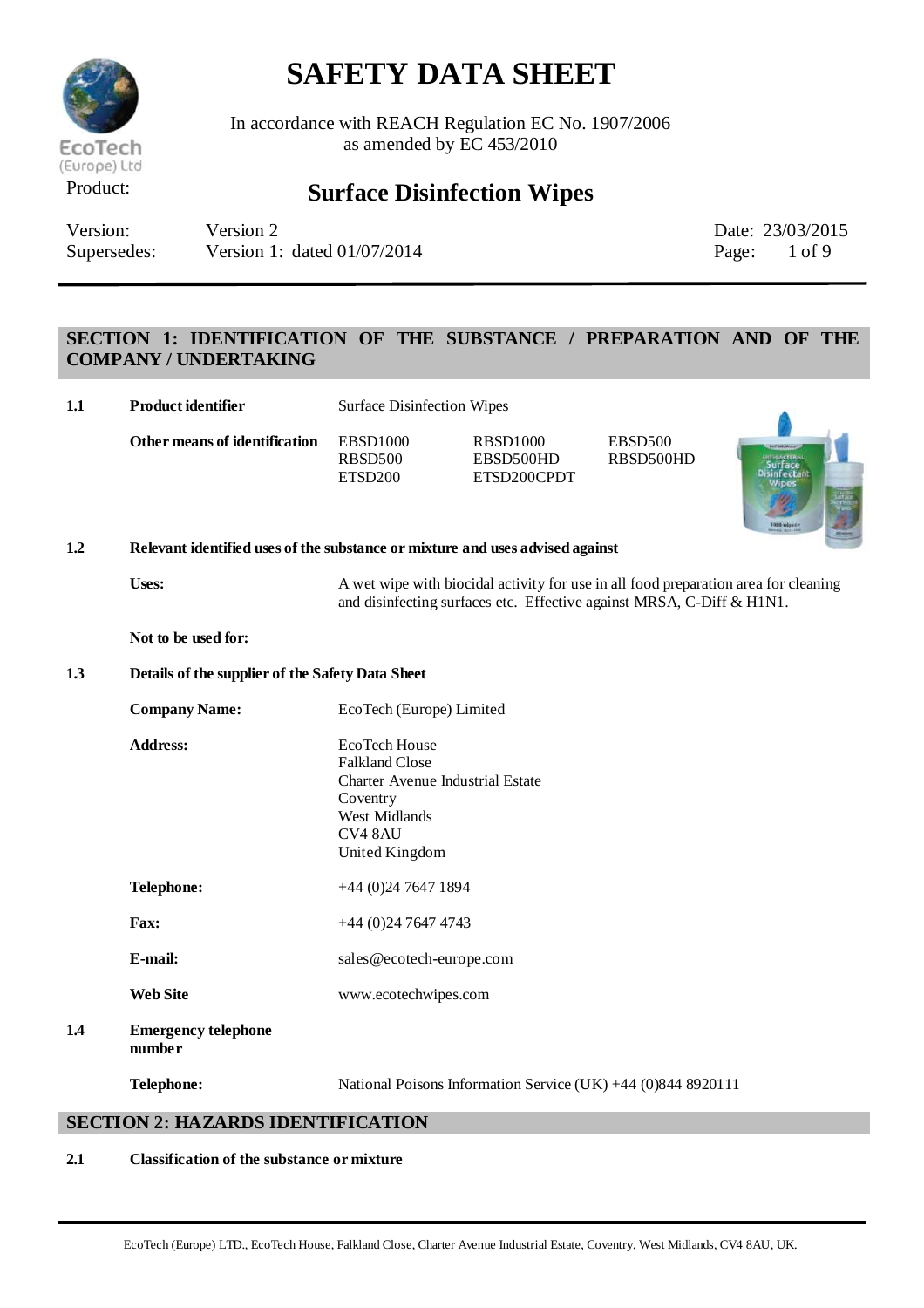# SAFETY DATA SHEET

In accordance with REACH Regulation EC No. 1907/2006
as amended by EC 453/2010

Product: **Surface Disinfection Wipes**

| Version: | Version 2 | Date: 23/03/2015 |
| --- | --- | --- |
| Supersedes: | Version 1: dated 01/07/2014 | |

## SECTION 1: IDENTIFICATION OF THE SUBSTANCE / PREPARATION AND OF THE COMPANY / UNDERTAKING

**1.1 Product identifier** — Surface Disinfection Wipes

**Other means of identification**

| | | |
| --- | --- | --- |
| EBSD1000 | RBSD1000 | EBSD500 |
| RBSD500 | EBSD500HD | RBSD500HD |
| ETSD200 | ETSD200CPDT | |

**1.2 Relevant identified uses of the substance or mixture and uses advised against**

**Uses:** A wet wipe with biocidal activity for use in all food preparation area for cleaning and disinfecting surfaces etc. Effective against MRSA, C-Diff & H1N1.

**Not to be used for:**

**1.3 Details of the supplier of the Safety Data Sheet**

**Company Name:** EcoTech (Europe) Limited

**Address:**
EcoTech House
Falkland Close
Charter Avenue Industrial Estate
Coventry
West Midlands
CV4 8AU
United Kingdom

**Telephone:** +44 (0)24 7647 1894

**Fax:** +44 (0)24 7647 4743

**E-mail:** sales@ecotech-europe.com

**Web Site** www.ecotechwipes.com

**1.4 Emergency telephone number**

**Telephone:** National Poisons Information Service (UK) +44 (0)844 8920111

## SECTION 2: HAZARDS IDENTIFICATION

**2.1 Classification of the substance or mixture**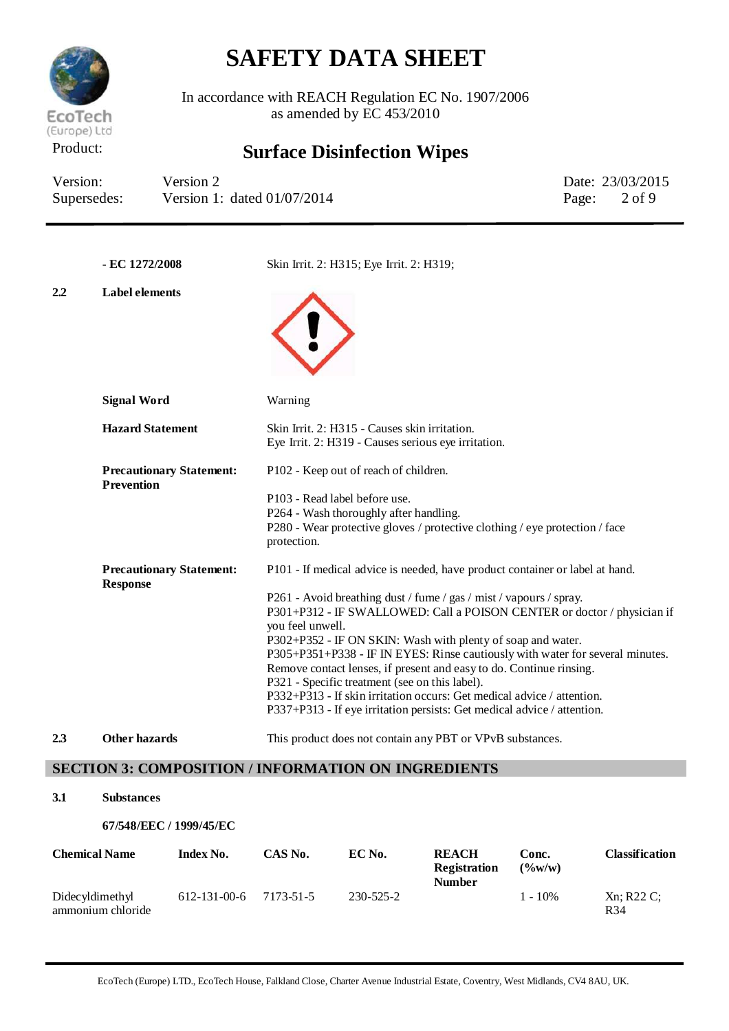**- EC 1272/2008** Skin Irrit. 2: H315; Eye Irrit. 2: H319;

**2.2 Label elements**

**Signal Word** Warning

**Hazard Statement**

Skin Irrit. 2: H315 - Causes skin irritation.
Eye Irrit. 2: H319 - Causes serious eye irritation.

**Precautionary Statement: Prevention**

P102 - Keep out of reach of children.

P103 - Read label before use.
P264 - Wash thoroughly after handling.
P280 - Wear protective gloves / protective clothing / eye protection / face protection.

**Precautionary Statement: Response**

P101 - If medical advice is needed, have product container or label at hand.

P261 - Avoid breathing dust / fume / gas / mist / vapours / spray.
P301+P312 - IF SWALLOWED: Call a POISON CENTER or doctor / physician if you feel unwell.
P302+P352 - IF ON SKIN: Wash with plenty of soap and water.
P305+P351+P338 - IF IN EYES: Rinse cautiously with water for several minutes. Remove contact lenses, if present and easy to do. Continue rinsing.
P321 - Specific treatment (see on this label).
P332+P313 - If skin irritation occurs: Get medical advice / attention.
P337+P313 - If eye irritation persists: Get medical advice / attention.

**2.3 Other hazards** This product does not contain any PBT or VPvB substances.

## SECTION 3: COMPOSITION / INFORMATION ON INGREDIENTS

**3.1 Substances**

**67/548/EEC / 1999/45/EC**

| Chemical Name | Index No. | CAS No. | EC No. | REACH Registration Number | Conc. (%w/w) | Classification |
|---|---|---|---|---|---|---|
| Didecyldimethyl ammonium chloride | 612-131-00-6 | 7173-51-5 | 230-525-2 | | 1 - 10% | Xn; R22 C; R34 |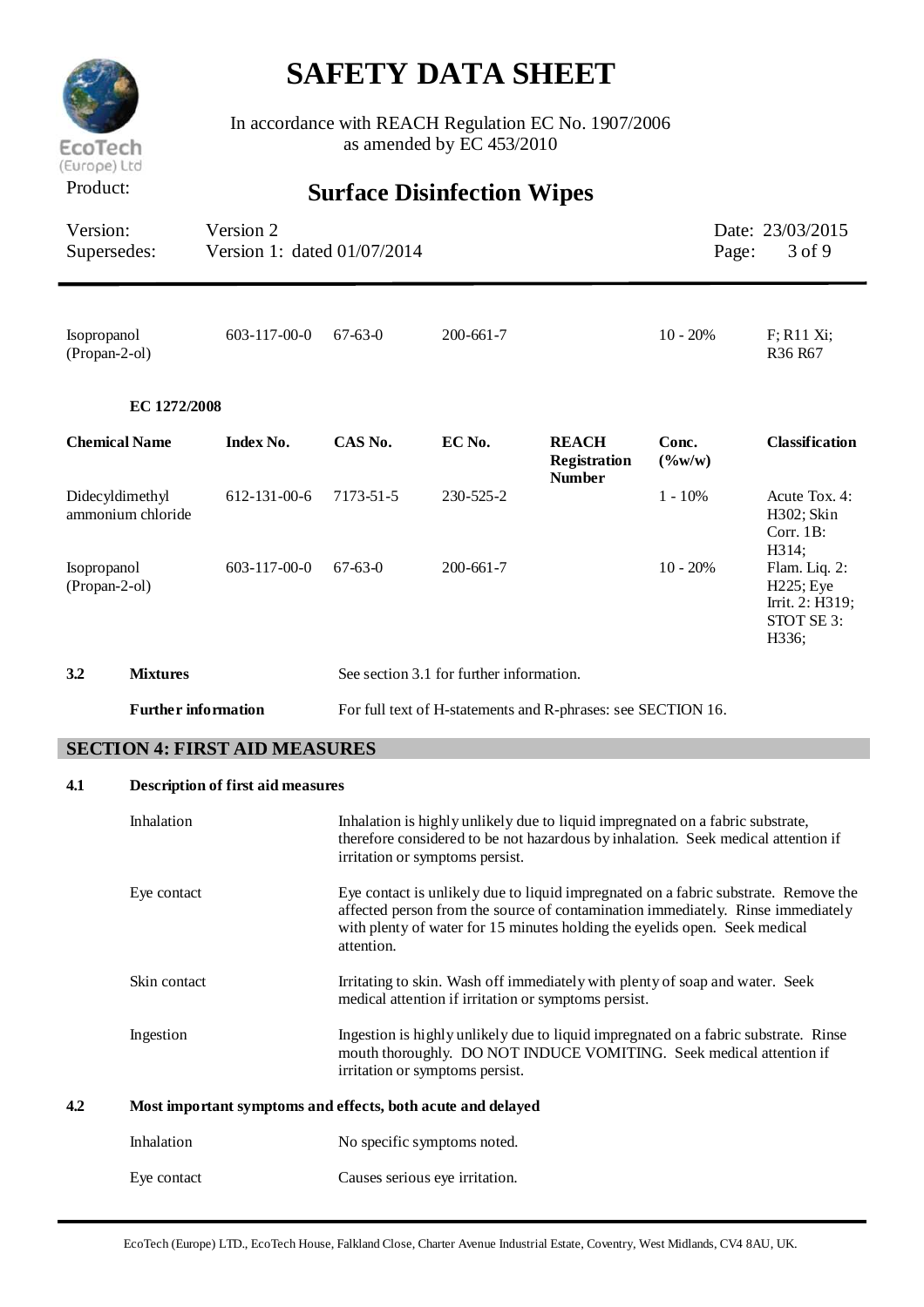| | | | | | | |
|---|---|---|---|---|---|---|
| Isopropanol (Propan-2-ol) | 603-117-00-0 | 67-63-0 | 200-661-7 | | 10 - 20% | F; R11 Xi; R36 R67 |

**EC 1272/2008**

| Chemical Name | Index No. | CAS No. | EC No. | REACH Registration Number | Conc. (%w/w) | Classification |
|---|---|---|---|---|---|---|
| Didecyldimethyl ammonium chloride | 612-131-00-6 | 7173-51-5 | 230-525-2 | | 1 - 10% | Acute Tox. 4: H302; Skin Corr. 1B: H314; |
| Isopropanol (Propan-2-ol) | 603-117-00-0 | 67-63-0 | 200-661-7 | | 10 - 20% | Flam. Liq. 2: H225; Eye Irrit. 2: H319; STOT SE 3: H336; |

**3.2 Mixtures**

See section 3.1 for further information.

**Further information**

For full text of H-statements and R-phrases: see SECTION 16.

## SECTION 4: FIRST AID MEASURES

### 4.1 Description of first aid measures

**Inhalation**

Inhalation is highly unlikely due to liquid impregnated on a fabric substrate, therefore considered to be not hazardous by inhalation. Seek medical attention if irritation or symptoms persist.

**Eye contact**

Eye contact is unlikely due to liquid impregnated on a fabric substrate. Remove the affected person from the source of contamination immediately. Rinse immediately with plenty of water for 15 minutes holding the eyelids open. Seek medical attention.

**Skin contact**

Irritating to skin. Wash off immediately with plenty of soap and water. Seek medical attention if irritation or symptoms persist.

**Ingestion**

Ingestion is highly unlikely due to liquid impregnated on a fabric substrate. Rinse mouth thoroughly. DO NOT INDUCE VOMITING. Seek medical attention if irritation or symptoms persist.

### 4.2 Most important symptoms and effects, both acute and delayed

**Inhalation**

No specific symptoms noted.

**Eye contact**

Causes serious eye irritation.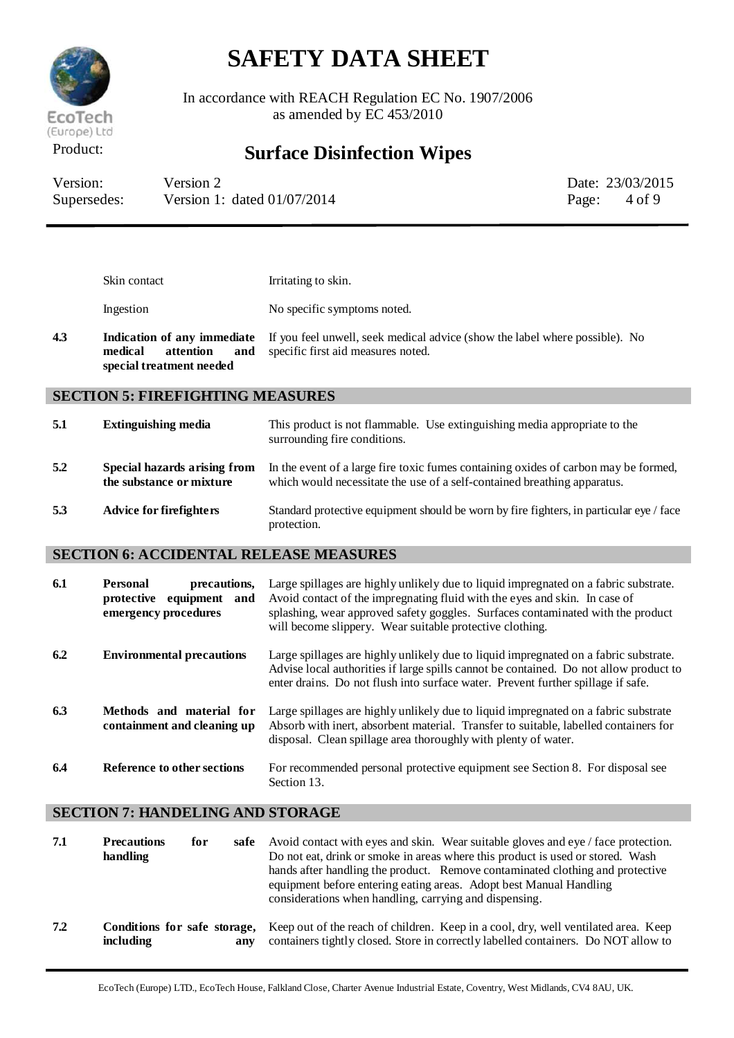| | | |
|---|---|---|
| | Skin contact | Irritating to skin. |
| | Ingestion | No specific symptoms noted. |
| **4.3** | **Indication of any immediate medical attention and special treatment needed** | If you feel unwell, seek medical advice (show the label where possible). No specific first aid measures noted. |

## SECTION 5: FIREFIGHTING MEASURES

| | | |
|---|---|---|
| **5.1** | **Extinguishing media** | This product is not flammable. Use extinguishing media appropriate to the surrounding fire conditions. |
| **5.2** | **Special hazards arising from the substance or mixture** | In the event of a large fire toxic fumes containing oxides of carbon may be formed, which would necessitate the use of a self-contained breathing apparatus. |
| **5.3** | **Advice for firefighters** | Standard protective equipment should be worn by fire fighters, in particular eye / face protection. |

## SECTION 6: ACCIDENTAL RELEASE MEASURES

| | | |
|---|---|---|
| **6.1** | **Personal precautions, protective equipment and emergency procedures** | Large spillages are highly unlikely due to liquid impregnated on a fabric substrate. Avoid contact of the impregnating fluid with the eyes and skin. In case of splashing, wear approved safety goggles. Surfaces contaminated with the product will become slippery. Wear suitable protective clothing. |
| **6.2** | **Environmental precautions** | Large spillages are highly unlikely due to liquid impregnated on a fabric substrate. Advise local authorities if large spills cannot be contained. Do not allow product to enter drains. Do not flush into surface water. Prevent further spillage if safe. |
| **6.3** | **Methods and material for containment and cleaning up** | Large spillages are highly unlikely due to liquid impregnated on a fabric substrate Absorb with inert, absorbent material. Transfer to suitable, labelled containers for disposal. Clean spillage area thoroughly with plenty of water. |
| **6.4** | **Reference to other sections** | For recommended personal protective equipment see Section 8. For disposal see Section 13. |

## SECTION 7: HANDELING AND STORAGE

| | | |
|---|---|---|
| **7.1** | **Precautions for safe handling** | Avoid contact with eyes and skin. Wear suitable gloves and eye / face protection. Do not eat, drink or smoke in areas where this product is used or stored. Wash hands after handling the product. Remove contaminated clothing and protective equipment before entering eating areas. Adopt best Manual Handling considerations when handling, carrying and dispensing. |
| **7.2** | **Conditions for safe storage, including any** | Keep out of the reach of children. Keep in a cool, dry, well ventilated area. Keep containers tightly closed. Store in correctly labelled containers. Do NOT allow to |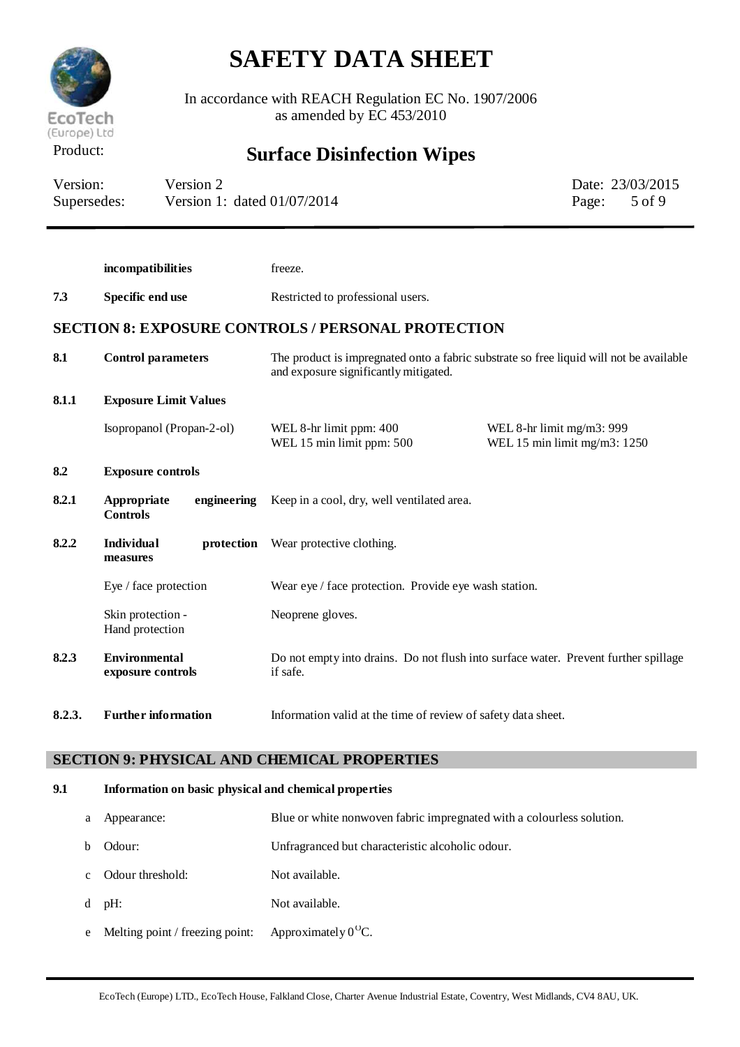| | | |
|---|---|---|
| | **incompatibilities** | freeze. |
| **7.3** | **Specific end use** | Restricted to professional users. |

## SECTION 8: EXPOSURE CONTROLS / PERSONAL PROTECTION

| | | | |
|---|---|---|---|
| **8.1** | **Control parameters** | The product is impregnated onto a fabric substrate so free liquid will not be available and exposure significantly mitigated. | |
| **8.1.1** | **Exposure Limit Values** | | |
| | Isopropanol (Propan-2-ol) | WEL 8-hr limit ppm: 400<br>WEL 15 min limit ppm: 500 | WEL 8-hr limit mg/m3: 999<br>WEL 15 min limit mg/m3: 1250 |
| **8.2** | **Exposure controls** | | |
| **8.2.1** | **Appropriate engineering Controls** | Keep in a cool, dry, well ventilated area. | |
| **8.2.2** | **Individual protection measures** | Wear protective clothing. | |
| | Eye / face protection | Wear eye / face protection. Provide eye wash station. | |
| | Skin protection - Hand protection | Neoprene gloves. | |
| **8.2.3** | **Environmental exposure controls** | Do not empty into drains. Do not flush into surface water. Prevent further spillage if safe. | |
| **8.2.3.** | **Further information** | Information valid at the time of review of safety data sheet. | |

## SECTION 9: PHYSICAL AND CHEMICAL PROPERTIES

**9.1 Information on basic physical and chemical properties**

| | | |
|---|---|---|
| a | Appearance: | Blue or white nonwoven fabric impregnated with a colourless solution. |
| b | Odour: | Unfragranced but characteristic alcoholic odour. |
| c | Odour threshold: | Not available. |
| d | pH: | Not available. |
| e | Melting point / freezing point: | Approximately $0^{O}$C. |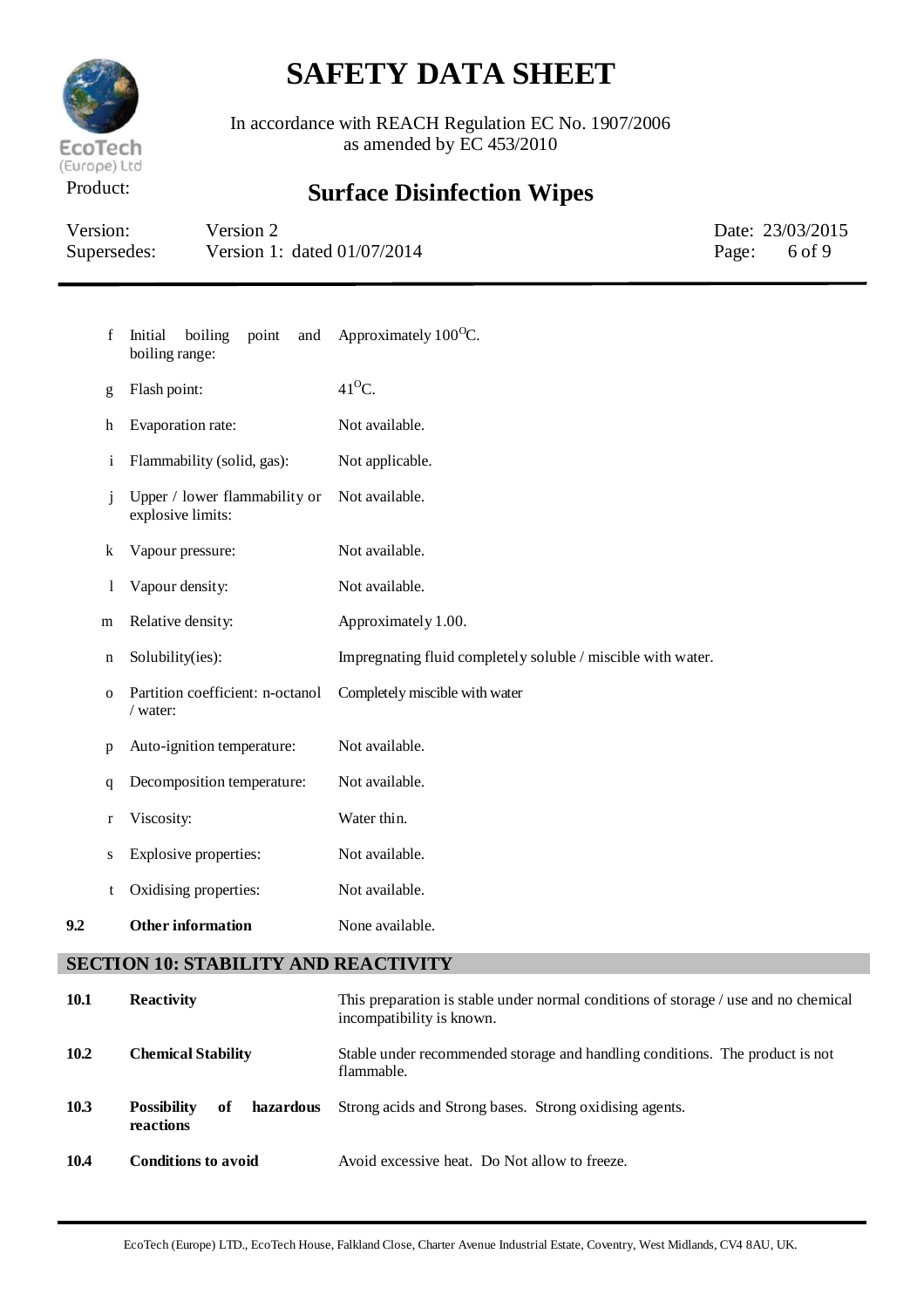| | | |
|---|---|---|
| f | Initial boiling point and boiling range: | Approximately $100^{O}C$. |
| g | Flash point: | $41^{O}C$. |
| h | Evaporation rate: | Not available. |
| i | Flammability (solid, gas): | Not applicable. |
| j | Upper / lower flammability or explosive limits: | Not available. |
| k | Vapour pressure: | Not available. |
| l | Vapour density: | Not available. |
| m | Relative density: | Approximately 1.00. |
| n | Solubility(ies): | Impregnating fluid completely soluble / miscible with water. |
| o | Partition coefficient: n-octanol / water: | Completely miscible with water |
| p | Auto-ignition temperature: | Not available. |
| q | Decomposition temperature: | Not available. |
| r | Viscosity: | Water thin. |
| s | Explosive properties: | Not available. |
| t | Oxidising properties: | Not available. |

**9.2 Other information** None available.

## SECTION 10: STABILITY AND REACTIVITY

| | | |
|---|---|---|
| **10.1** | **Reactivity** | This preparation is stable under normal conditions of storage / use and no chemical incompatibility is known. |
| **10.2** | **Chemical Stability** | Stable under recommended storage and handling conditions. The product is not flammable. |
| **10.3** | **Possibility of hazardous reactions** | Strong acids and Strong bases. Strong oxidising agents. |
| **10.4** | **Conditions to avoid** | Avoid excessive heat. Do Not allow to freeze. |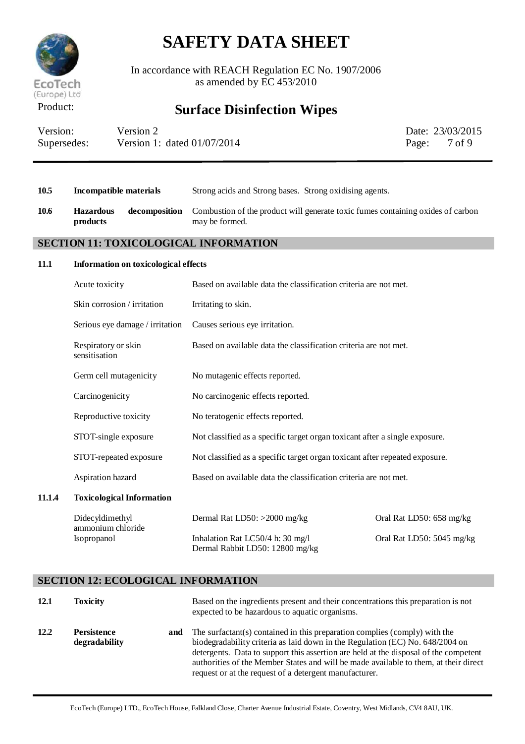| | | |
|---|---|---|
| **10.5** | **Incompatible materials** | Strong acids and Strong bases. Strong oxidising agents. |
| **10.6** | **Hazardous decomposition products** | Combustion of the product will generate toxic fumes containing oxides of carbon may be formed. |

## SECTION 11: TOXICOLOGICAL INFORMATION

**11.1 Information on toxicological effects**

| | |
|---|---|
| Acute toxicity | Based on available data the classification criteria are not met. |
| Skin corrosion / irritation | Irritating to skin. |
| Serious eye damage / irritation | Causes serious eye irritation. |
| Respiratory or skin sensitisation | Based on available data the classification criteria are not met. |
| Germ cell mutagenicity | No mutagenic effects reported. |
| Carcinogenicity | No carcinogenic effects reported. |
| Reproductive toxicity | No teratogenic effects reported. |
| STOT-single exposure | Not classified as a specific target organ toxicant after a single exposure. |
| STOT-repeated exposure | Not classified as a specific target organ toxicant after repeated exposure. |
| Aspiration hazard | Based on available data the classification criteria are not met. |

**11.1.4 Toxicological Information**

| | | |
|---|---|---|
| Didecyldimethyl ammonium chloride | Dermal Rat LD50: >2000 mg/kg | Oral Rat LD50: 658 mg/kg |
| Isopropanol | Inhalation Rat LC50/4 h: 30 mg/l<br>Dermal Rabbit LD50: 12800 mg/kg | Oral Rat LD50: 5045 mg/kg |

## SECTION 12: ECOLOGICAL INFORMATION

| | | |
|---|---|---|
| **12.1** | **Toxicity** | Based on the ingredients present and their concentrations this preparation is not expected to be hazardous to aquatic organisms. |
| **12.2** | **Persistence and degradability** | The surfactant(s) contained in this preparation complies (comply) with the biodegradability criteria as laid down in the Regulation (EC) No. 648/2004 on detergents. Data to support this assertion are held at the disposal of the competent authorities of the Member States and will be made available to them, at their direct request or at the request of a detergent manufacturer. |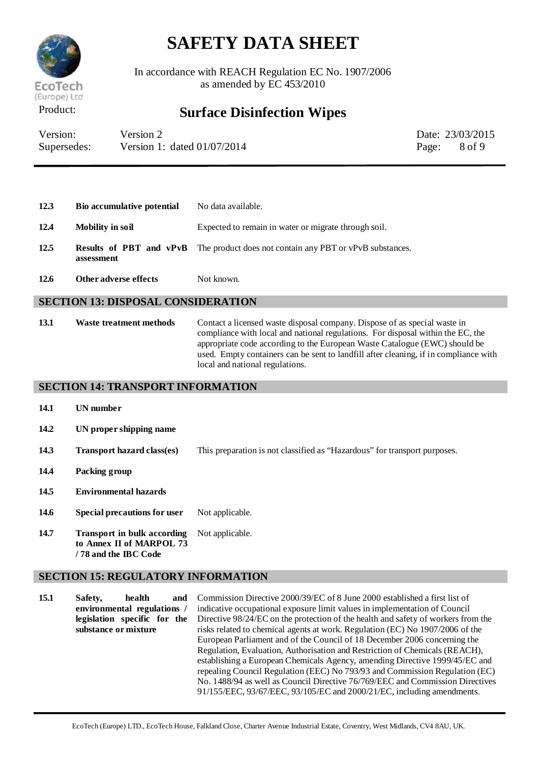| | | |
|---|---|---|
| **12.3** | **Bio accumulative potential** | No data available. |
| **12.4** | **Mobility in soil** | Expected to remain in water or migrate through soil. |
| **12.5** | **Results of PBT and vPvB assessment** | The product does not contain any PBT or vPvB substances. |
| **12.6** | **Other adverse effects** | Not known. |

## SECTION 13: DISPOSAL CONSIDERATION

| | | |
|---|---|---|
| **13.1** | **Waste treatment methods** | Contact a licensed waste disposal company. Dispose of as special waste in compliance with local and national regulations. For disposal within the EC, the appropriate code according to the European Waste Catalogue (EWC) should be used. Empty containers can be sent to landfill after cleaning, if in compliance with local and national regulations. |

## SECTION 14: TRANSPORT INFORMATION

| | | |
|---|---|---|
| **14.1** | **UN number** | |
| **14.2** | **UN proper shipping name** | |
| **14.3** | **Transport hazard class(es)** | This preparation is not classified as "Hazardous" for transport purposes. |
| **14.4** | **Packing group** | |
| **14.5** | **Environmental hazards** | |
| **14.6** | **Special precautions for user** | Not applicable. |
| **14.7** | **Transport in bulk according to Annex II of MARPOL 73 / 78 and the IBC Code** | Not applicable. |

## SECTION 15: REGULATORY INFORMATION

| | | |
|---|---|---|
| **15.1** | **Safety, health and environmental regulations / legislation specific for the substance or mixture** | Commission Directive 2000/39/EC of 8 June 2000 established a first list of indicative occupational exposure limit values in implementation of Council Directive 98/24/EC on the protection of the health and safety of workers from the risks related to chemical agents at work. Regulation (EC) No 1907/2006 of the European Parliament and of the Council of 18 December 2006 concerning the Regulation, Evaluation, Authorisation and Restriction of Chemicals (REACH), establishing a European Chemicals Agency, amending Directive 1999/45/EC and repealing Council Regulation (EEC) No 793/93 and Commission Regulation (EC) No. 1488/94 as well as Council Directive 76/769/EEC and Commission Directives 91/155/EEC, 93/67/EEC, 93/105/EC and 2000/21/EC, including amendments. |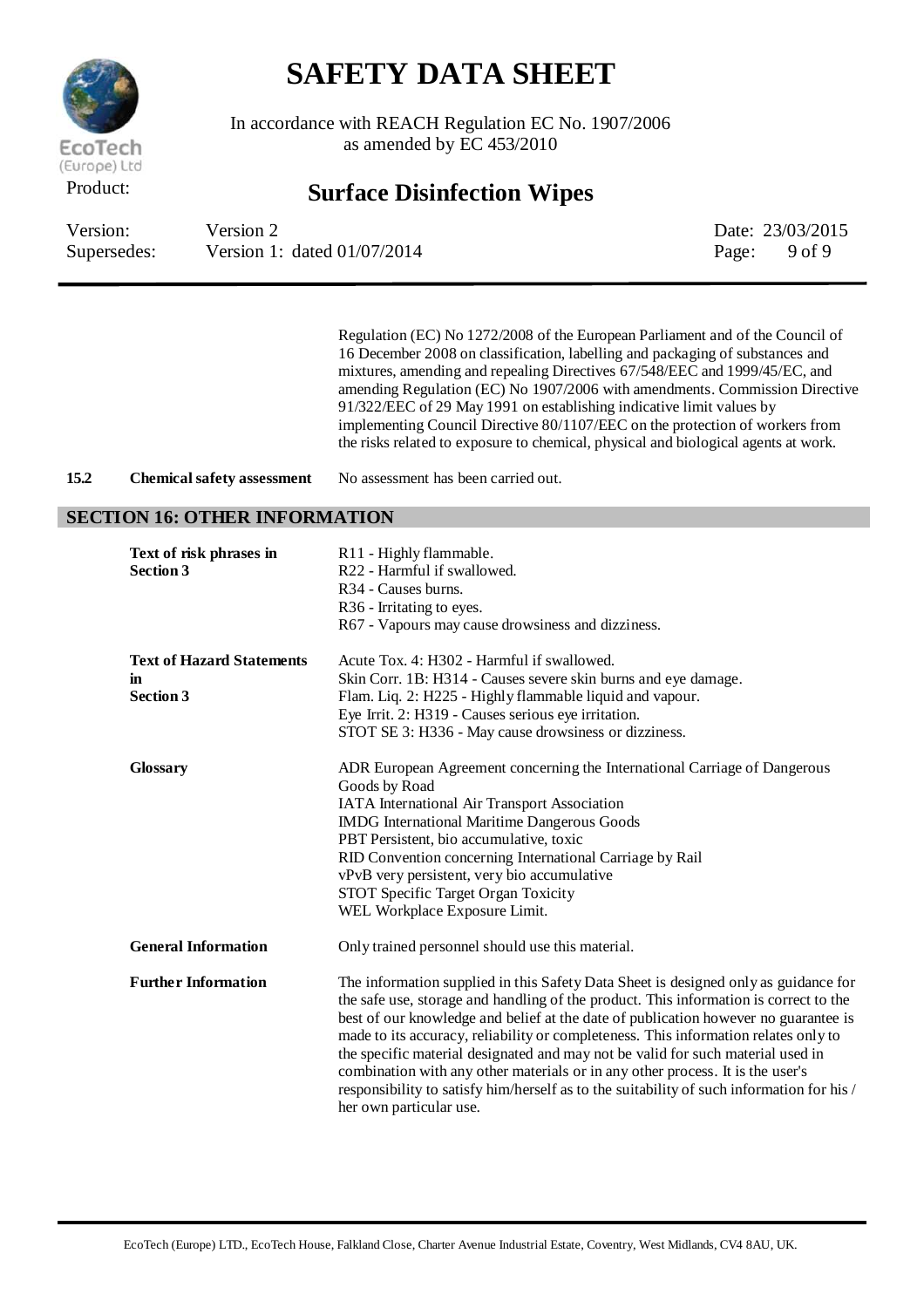Regulation (EC) No 1272/2008 of the European Parliament and of the Council of 16 December 2008 on classification, labelling and packaging of substances and mixtures, amending and repealing Directives 67/548/EEC and 1999/45/EC, and amending Regulation (EC) No 1907/2006 with amendments. Commission Directive 91/322/EEC of 29 May 1991 on establishing indicative limit values by implementing Council Directive 80/1107/EEC on the protection of workers from the risks related to exposure to chemical, physical and biological agents at work.

**15.2 Chemical safety assessment** — No assessment has been carried out.

## SECTION 16: OTHER INFORMATION

**Text of risk phrases in Section 3**

R11 - Highly flammable.
R22 - Harmful if swallowed.
R34 - Causes burns.
R36 - Irritating to eyes.
R67 - Vapours may cause drowsiness and dizziness.

**Text of Hazard Statements in Section 3**

Acute Tox. 4: H302 - Harmful if swallowed.
Skin Corr. 1B: H314 - Causes severe skin burns and eye damage.
Flam. Liq. 2: H225 - Highly flammable liquid and vapour.
Eye Irrit. 2: H319 - Causes serious eye irritation.
STOT SE 3: H336 - May cause drowsiness or dizziness.

**Glossary**

ADR European Agreement concerning the International Carriage of Dangerous Goods by Road
IATA International Air Transport Association
IMDG International Maritime Dangerous Goods
PBT Persistent, bio accumulative, toxic
RID Convention concerning International Carriage by Rail
vPvB very persistent, very bio accumulative
STOT Specific Target Organ Toxicity
WEL Workplace Exposure Limit.

**General Information**

Only trained personnel should use this material.

**Further Information**

The information supplied in this Safety Data Sheet is designed only as guidance for the safe use, storage and handling of the product. This information is correct to the best of our knowledge and belief at the date of publication however no guarantee is made to its accuracy, reliability or completeness. This information relates only to the specific material designated and may not be valid for such material used in combination with any other materials or in any other process. It is the user's responsibility to satisfy him/herself as to the suitability of such information for his / her own particular use.